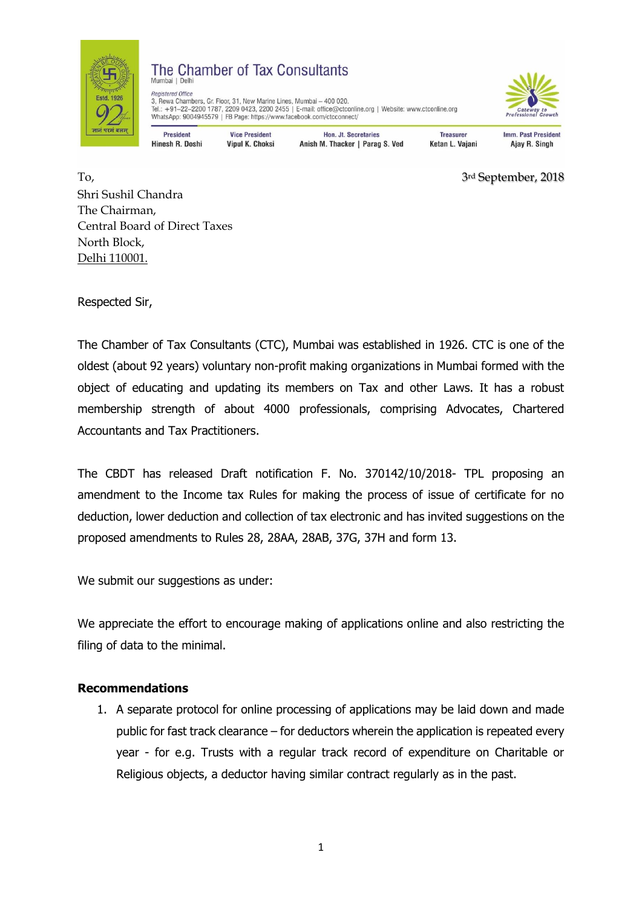# The Chamber of Tax Consultants

Mumbai | Delhi

*Registered Office*
3, Rewa Chambers, Gr. Floor, 31, New Marine Lines, Mumbai – 400 020.
Tel.: +91–22–2200 1787, 2209 0423, 2200 2455 | E-mail: office@ctconline.org | Website: www.ctconline.org
WhatsApp: 9004945579 | FB Page: https://www.facebook.com/ctcconnect/

| President | Vice President | Hon. Jt. Secretaries | Treasurer | Imm. Past President |
|---|---|---|---|---|
| Hinesh R. Doshi | Vipul K. Choksi | Anish M. Thacker \| Parag S. Ved | Ketan L. Vajani | Ajay R. Singh |

3rd September, 2018

To,
Shri Sushil Chandra
The Chairman,
Central Board of Direct Taxes
North Block,
Delhi 110001.

Respected Sir,

The Chamber of Tax Consultants (CTC), Mumbai was established in 1926. CTC is one of the oldest (about 92 years) voluntary non-profit making organizations in Mumbai formed with the object of educating and updating its members on Tax and other Laws. It has a robust membership strength of about 4000 professionals, comprising Advocates, Chartered Accountants and Tax Practitioners.

The CBDT has released Draft notification F. No. 370142/10/2018- TPL proposing an amendment to the Income tax Rules for making the process of issue of certificate for no deduction, lower deduction and collection of tax electronic and has invited suggestions on the proposed amendments to Rules 28, 28AA, 28AB, 37G, 37H and form 13.

We submit our suggestions as under:

We appreciate the effort to encourage making of applications online and also restricting the filing of data to the minimal.

**Recommendations**

1. A separate protocol for online processing of applications may be laid down and made public for fast track clearance – for deductors wherein the application is repeated every year - for e.g. Trusts with a regular track record of expenditure on Charitable or Religious objects, a deductor having similar contract regularly as in the past.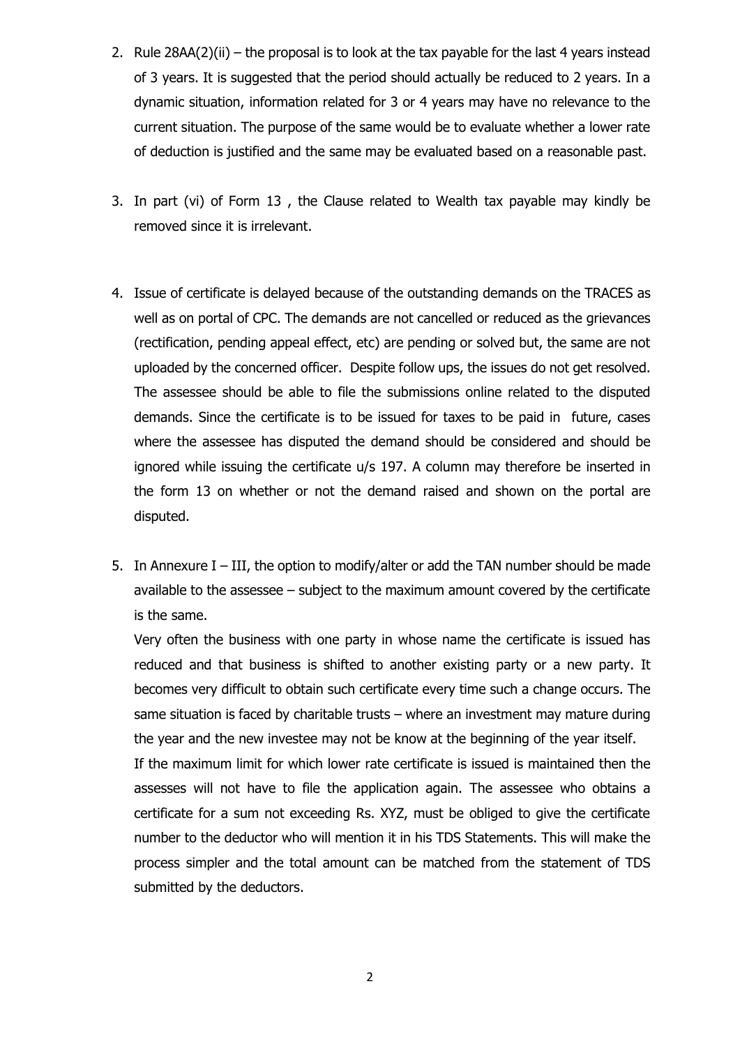2. Rule 28AA(2)(ii) – the proposal is to look at the tax payable for the last 4 years instead of 3 years. It is suggested that the period should actually be reduced to 2 years. In a dynamic situation, information related for 3 or 4 years may have no relevance to the current situation. The purpose of the same would be to evaluate whether a lower rate of deduction is justified and the same may be evaluated based on a reasonable past.

3. In part (vi) of Form 13 , the Clause related to Wealth tax payable may kindly be removed since it is irrelevant.

4. Issue of certificate is delayed because of the outstanding demands on the TRACES as well as on portal of CPC. The demands are not cancelled or reduced as the grievances (rectification, pending appeal effect, etc) are pending or solved but, the same are not uploaded by the concerned officer. Despite follow ups, the issues do not get resolved. The assessee should be able to file the submissions online related to the disputed demands. Since the certificate is to be issued for taxes to be paid in future, cases where the assessee has disputed the demand should be considered and should be ignored while issuing the certificate u/s 197. A column may therefore be inserted in the form 13 on whether or not the demand raised and shown on the portal are disputed.

5. In Annexure I – III, the option to modify/alter or add the TAN number should be made available to the assessee – subject to the maximum amount covered by the certificate is the same.

   Very often the business with one party in whose name the certificate is issued has reduced and that business is shifted to another existing party or a new party. It becomes very difficult to obtain such certificate every time such a change occurs. The same situation is faced by charitable trusts – where an investment may mature during the year and the new investee may not be know at the beginning of the year itself.

   If the maximum limit for which lower rate certificate is issued is maintained then the assesses will not have to file the application again. The assessee who obtains a certificate for a sum not exceeding Rs. XYZ, must be obliged to give the certificate number to the deductor who will mention it in his TDS Statements. This will make the process simpler and the total amount can be matched from the statement of TDS submitted by the deductors.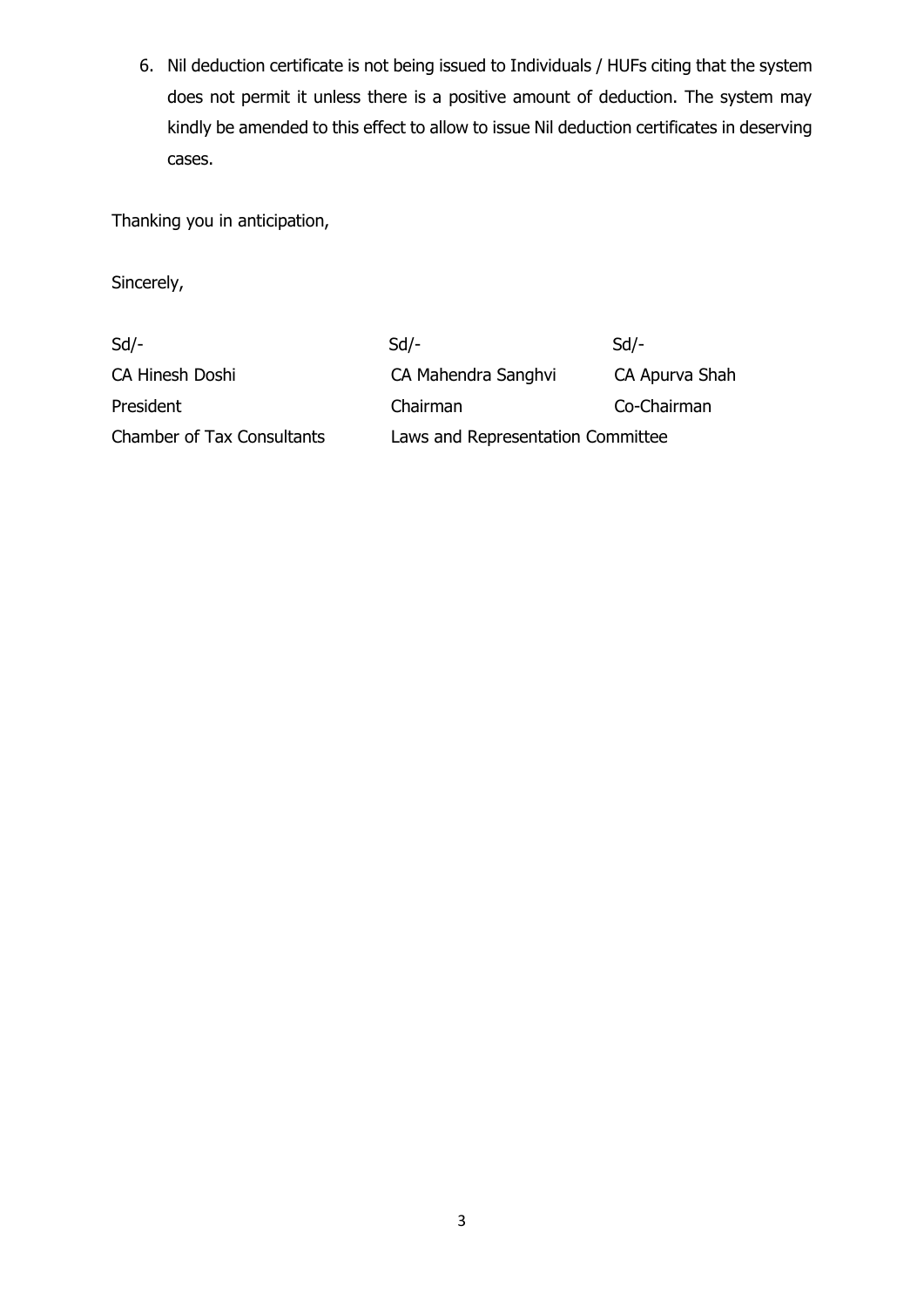6. Nil deduction certificate is not being issued to Individuals / HUFs citing that the system does not permit it unless there is a positive amount of deduction. The system may kindly be amended to this effect to allow to issue Nil deduction certificates in deserving cases.

Thanking you in anticipation,

Sincerely,

| | | |
|---|---|---|
| Sd/- | Sd/- | Sd/- |
| CA Hinesh Doshi | CA Mahendra Sanghvi | CA Apurva Shah |
| President | Chairman | Co-Chairman |
| Chamber of Tax Consultants | Laws and Representation Committee | |